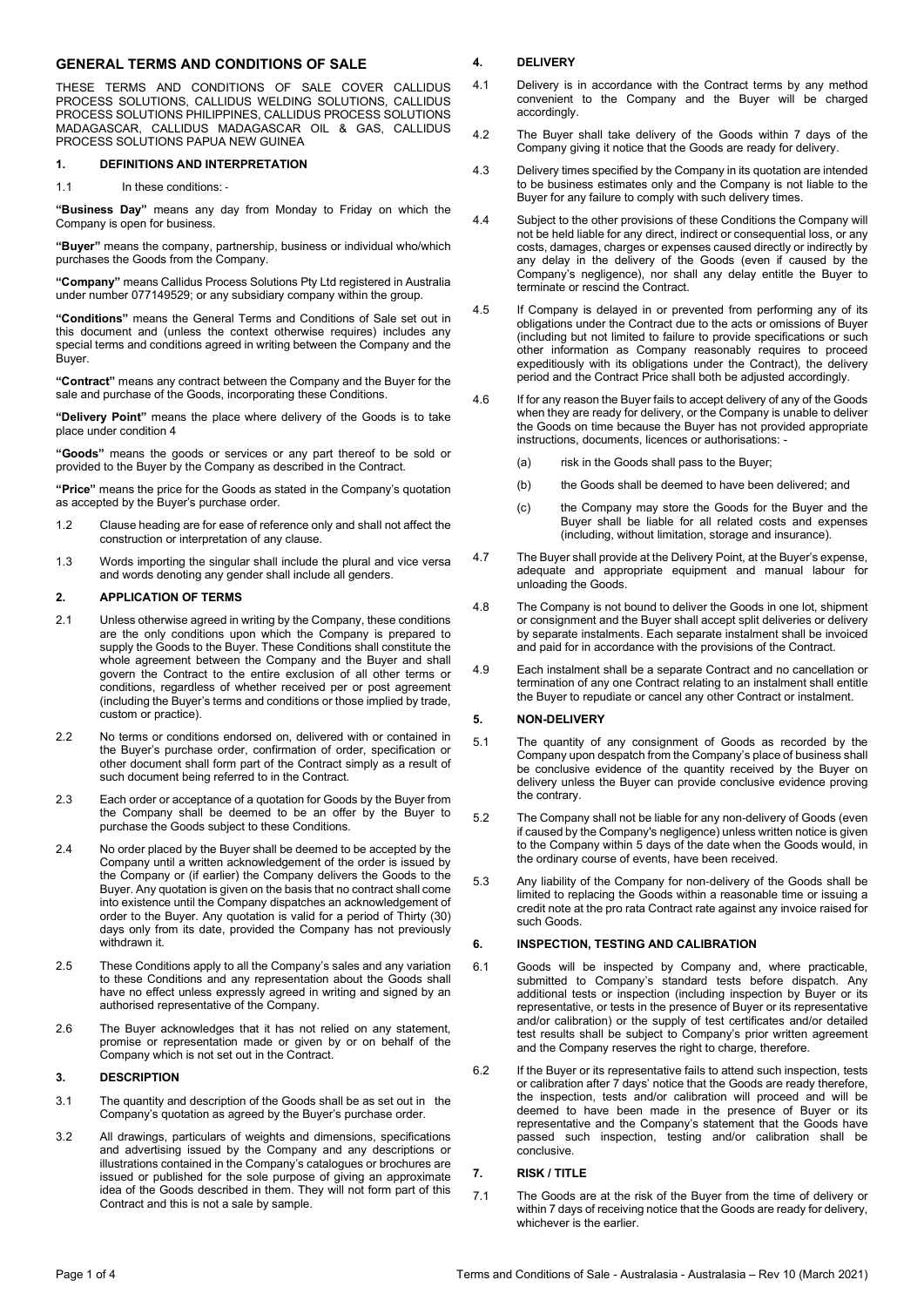## GENERAL TERMS AND CONDITIONS OF SALE

THESE TERMS AND CONDITIONS OF SALE COVER CALLIDUS PROCESS SOLUTIONS, CALLIDUS WELDING SOLUTIONS, CALLIDUS PROCESS SOLUTIONS PHILIPPINES, CALLIDUS PROCESS SOLUTIONS MADAGASCAR, CALLIDUS MADAGASCAR OIL & GAS, CALLIDUS PROCESS SOLUTIONS PAPUA NEW GUINEA

### 1. DEFINITIONS AND INTERPRETATION

1.1 In these conditions: -

**"Business Day"** means any day from Monday to Friday on which the Company is open for business.

**"Buyer"** means the company, partnership, business or individual who/which purchases the Goods from the Company.

**"Company"** means Callidus Process Solutions Pty Ltd registered in Australia under number 077149529; or any subsidiary company within the group.

**"Conditions"** means the General Terms and Conditions of Sale set out in this document and (unless the context otherwise requires) includes any special terms and conditions agreed in writing between the Company and the Buyer.

**"Contract"** means any contract between the Company and the Buyer for the sale and purchase of the Goods, incorporating these Conditions.

**"Delivery Point"** means the place where delivery of the Goods is to take place under condition 4

**"Goods"** means the goods or services or any part thereof to be sold or provided to the Buyer by the Company as described in the Contract.

**"Price"** means the price for the Goods as stated in the Company's quotation as accepted by the Buyer's purchase order.

1.2 Clause heading are for ease of reference only and shall not affect the construction or interpretation of any clause.

1.3 Words importing the singular shall include the plural and vice versa and words denoting any gender shall include all genders.

### 2. APPLICATION OF TERMS

2.1 Unless otherwise agreed in writing by the Company, these conditions are the only conditions upon which the Company is prepared to supply the Goods to the Buyer. These Conditions shall constitute the whole agreement between the Company and the Buyer and shall govern the Contract to the entire exclusion of all other terms or conditions, regardless of whether received per or post agreement (including the Buyer's terms and conditions or those implied by trade, custom or practice).

2.2 No terms or conditions endorsed on, delivered with or contained in the Buyer's purchase order, confirmation of order, specification or other document shall form part of the Contract simply as a result of such document being referred to in the Contract.

2.3 Each order or acceptance of a quotation for Goods by the Buyer from the Company shall be deemed to be an offer by the Buyer to purchase the Goods subject to these Conditions.

2.4 No order placed by the Buyer shall be deemed to be accepted by the Company until a written acknowledgement of the order is issued by the Company or (if earlier) the Company delivers the Goods to the Buyer. Any quotation is given on the basis that no contract shall come into existence until the Company dispatches an acknowledgement of order to the Buyer. Any quotation is valid for a period of Thirty (30) days only from its date, provided the Company has not previously withdrawn it.

2.5 These Conditions apply to all the Company's sales and any variation to these Conditions and any representation about the Goods shall have no effect unless expressly agreed in writing and signed by an authorised representative of the Company.

2.6 The Buyer acknowledges that it has not relied on any statement, promise or representation made or given by or on behalf of the Company which is not set out in the Contract.

### 3. DESCRIPTION

3.1 The quantity and description of the Goods shall be as set out in the Company's quotation as agreed by the Buyer's purchase order.

3.2 All drawings, particulars of weights and dimensions, specifications and advertising issued by the Company and any descriptions or illustrations contained in the Company's catalogues or brochures are issued or published for the sole purpose of giving an approximate idea of the Goods described in them. They will not form part of this Contract and this is not a sale by sample.

### 4. DELIVERY

4.1 Delivery is in accordance with the Contract terms by any method convenient to the Company and the Buyer will be charged accordingly.

4.2 The Buyer shall take delivery of the Goods within 7 days of the Company giving it notice that the Goods are ready for delivery.

4.3 Delivery times specified by the Company in its quotation are intended to be business estimates only and the Company is not liable to the Buyer for any failure to comply with such delivery times.

4.4 Subject to the other provisions of these Conditions the Company will not be held liable for any direct, indirect or consequential loss, or any costs, damages, charges or expenses caused directly or indirectly by any delay in the delivery of the Goods (even if caused by the Company's negligence), nor shall any delay entitle the Buyer to terminate or rescind the Contract.

4.5 If Company is delayed in or prevented from performing any of its obligations under the Contract due to the acts or omissions of Buyer (including but not limited to failure to provide specifications or such other information as Company reasonably requires to proceed expeditiously with its obligations under the Contract), the delivery period and the Contract Price shall both be adjusted accordingly.

4.6 If for any reason the Buyer fails to accept delivery of any of the Goods when they are ready for delivery, or the Company is unable to deliver the Goods on time because the Buyer has not provided appropriate instructions, documents, licences or authorisations: -

(a) risk in the Goods shall pass to the Buyer;

(b) the Goods shall be deemed to have been delivered; and

(c) the Company may store the Goods for the Buyer and the Buyer shall be liable for all related costs and expenses (including, without limitation, storage and insurance).

4.7 The Buyer shall provide at the Delivery Point, at the Buyer's expense, adequate and appropriate equipment and manual labour for unloading the Goods.

4.8 The Company is not bound to deliver the Goods in one lot, shipment or consignment and the Buyer shall accept split deliveries or delivery by separate instalments. Each separate instalment shall be invoiced and paid for in accordance with the provisions of the Contract.

4.9 Each instalment shall be a separate Contract and no cancellation or termination of any one Contract relating to an instalment shall entitle the Buyer to repudiate or cancel any other Contract or instalment.

### 5. NON-DELIVERY

5.1 The quantity of any consignment of Goods as recorded by the Company upon despatch from the Company's place of business shall be conclusive evidence of the quantity received by the Buyer on delivery unless the Buyer can provide conclusive evidence proving the contrary.

5.2 The Company shall not be liable for any non-delivery of Goods (even if caused by the Company's negligence) unless written notice is given to the Company within 5 days of the date when the Goods would, in the ordinary course of events, have been received.

5.3 Any liability of the Company for non-delivery of the Goods shall be limited to replacing the Goods within a reasonable time or issuing a credit note at the pro rata Contract rate against any invoice raised for such Goods.

### 6. INSPECTION, TESTING AND CALIBRATION

6.1 Goods will be inspected by Company and, where practicable, submitted to Company's standard tests before dispatch. Any additional tests or inspection (including inspection by Buyer or its representative, or tests in the presence of Buyer or its representative and/or calibration) or the supply of test certificates and/or detailed test results shall be subject to Company's prior written agreement and the Company reserves the right to charge, therefore.

6.2 If the Buyer or its representative fails to attend such inspection, tests or calibration after 7 days' notice that the Goods are ready therefore, the inspection, tests and/or calibration will proceed and will be deemed to have been made in the presence of Buyer or its representative and the Company's statement that the Goods have passed such inspection, testing and/or calibration shall be conclusive.

### 7. RISK / TITLE

7.1 The Goods are at the risk of the Buyer from the time of delivery or within 7 days of receiving notice that the Goods are ready for delivery, whichever is the earlier.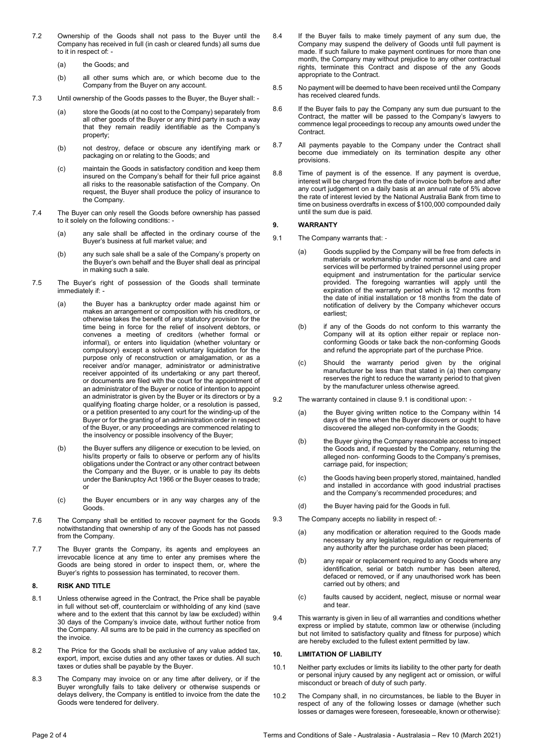7.2 Ownership of the Goods shall not pass to the Buyer until the Company has received in full (in cash or cleared funds) all sums due to it in respect of: -

(a) the Goods; and

(b) all other sums which are, or which become due to the Company from the Buyer on any account.

7.3 Until ownership of the Goods passes to the Buyer, the Buyer shall: -

(a) store the Goods (at no cost to the Company) separately from all other goods of the Buyer or any third party in such a way that they remain readily identifiable as the Company's property;

(b) not destroy, deface or obscure any identifying mark or packaging on or relating to the Goods; and

(c) maintain the Goods in satisfactory condition and keep them insured on the Company's behalf for their full price against all risks to the reasonable satisfaction of the Company. On request, the Buyer shall produce the policy of insurance to the Company.

7.4 The Buyer can only resell the Goods before ownership has passed to it solely on the following conditions: -

(a) any sale shall be affected in the ordinary course of the Buyer's business at full market value; and

(b) any such sale shall be a sale of the Company's property on the Buyer's own behalf and the Buyer shall deal as principal in making such a sale.

7.5 The Buyer's right of possession of the Goods shall terminate immediately if: -

(a) the Buyer has a bankruptcy order made against him or makes an arrangement or composition with his creditors, or otherwise takes the benefit of any statutory provision for the time being in force for the relief of insolvent debtors, or convenes a meeting of creditors (whether formal or informal), or enters into liquidation (whether voluntary or compulsory) except a solvent voluntary liquidation for the purpose only of reconstruction or amalgamation, or has a receiver and/or manager, administrator or administrative receiver appointed of its undertaking or any part thereof, or documents are filed with the court for the appointment of an administrator of the Buyer or notice of intention to appoint an administrator is given by the Buyer or its directors or by a qualifying floating charge holder, or a resolution is passed, or a petition presented to any court for the winding-up of the Buyer or for the granting of an administration order in respect of the Buyer, or any proceedings are commenced relating to the insolvency or possible insolvency of the Buyer;

(b) the Buyer suffers any diligence or execution to be levied, on his/its property or fails to observe or perform any of his/its obligations under the Contract or any other contract between the Company and the Buyer, or is unable to pay its debts under the Bankruptcy Act 1966 or the Buyer ceases to trade; or

(c) the Buyer encumbers or in any way charges any of the Goods.

7.6 The Company shall be entitled to recover payment for the Goods notwithstanding that ownership of any of the Goods has not passed from the Company.

7.7 The Buyer grants the Company, its agents and employees an irrevocable licence at any time to enter any premises where the Goods are being stored in order to inspect them, or, where the Buyer's rights to possession has terminated, to recover them.

## 8. RISK AND TITLE

8.1 Unless otherwise agreed in the Contract, the Price shall be payable in full without set-off, counterclaim or withholding of any kind (save where and to the extent that this cannot by law be excluded) within 30 days of the Company's invoice date, without further notice from the Company. All sums are to be paid in the currency as specified on the invoice.

8.2 The Price for the Goods shall be exclusive of any value added tax, export, import, excise duties and any other taxes or duties. All such taxes or duties shall be payable by the Buyer.

8.3 The Company may invoice on or any time after delivery, or if the Buyer wrongfully fails to take delivery or otherwise suspends or delays delivery, the Company is entitled to invoice from the date the Goods were tendered for delivery.

8.4 If the Buyer fails to make timely payment of any sum due, the Company may suspend the delivery of Goods until full payment is made. If such failure to make payment continues for more than one month, the Company may without prejudice to any other contractual rights, terminate this Contract and dispose of the any Goods appropriate to the Contract.

8.5 No payment will be deemed to have been received until the Company has received cleared funds.

8.6 If the Buyer fails to pay the Company any sum due pursuant to the Contract, the matter will be passed to the Company's lawyers to commence legal proceedings to recoup any amounts owed under the Contract.

8.7 All payments payable to the Company under the Contract shall become due immediately on its termination despite any other provisions.

8.8 Time of payment is of the essence. If any payment is overdue, interest will be charged from the date of invoice both before and after any court judgement on a daily basis at an annual rate of 5% above the rate of interest levied by the National Australia Bank from time to time on business overdrafts in excess of $100,000 compounded daily until the sum due is paid.

## 9. WARRANTY

9.1 The Company warrants that: -

(a) Goods supplied by the Company will be free from defects in materials or workmanship under normal use and care and services will be performed by trained personnel using proper equipment and instrumentation for the particular service provided. The foregoing warranties will apply until the expiration of the warranty period which is 12 months from the date of initial installation or 18 months from the date of notification of delivery by the Company whichever occurs earliest;

(b) if any of the Goods do not conform to this warranty the Company will at its option either repair or replace non-conforming Goods or take back the non-conforming Goods and refund the appropriate part of the purchase Price.

(c) Should the warranty period given by the original manufacturer be less than that stated in (a) then company reserves the right to reduce the warranty period to that given by the manufacturer unless otherwise agreed.

9.2 The warranty contained in clause 9.1 is conditional upon: -

(a) the Buyer giving written notice to the Company within 14 days of the time when the Buyer discovers or ought to have discovered the alleged non-conformity in the Goods;

(b) the Buyer giving the Company reasonable access to inspect the Goods and, if requested by the Company, returning the alleged non- conforming Goods to the Company's premises, carriage paid, for inspection;

(c) the Goods having been properly stored, maintained, handled and installed in accordance with good industrial practises and the Company's recommended procedures; and

(d) the Buyer having paid for the Goods in full.

9.3 The Company accepts no liability in respect of: -

(a) any modification or alteration required to the Goods made necessary by any legislation, regulation or requirements of any authority after the purchase order has been placed;

(b) any repair or replacement required to any Goods where any identification, serial or batch number has been altered, defaced or removed, or if any unauthorised work has been carried out by others; and

(c) faults caused by accident, neglect, misuse or normal wear and tear.

9.4 This warranty is given in lieu of all warranties and conditions whether express or implied by statute, common law or otherwise (including but not limited to satisfactory quality and fitness for purpose) which are hereby excluded to the fullest extent permitted by law.

## 10. LIMITATION OF LIABILITY

10.1 Neither party excludes or limits its liability to the other party for death or personal injury caused by any negligent act or omission, or wilful misconduct or breach of duty of such party.

10.2 The Company shall, in no circumstances, be liable to the Buyer in respect of any of the following losses or damage (whether such losses or damages were foreseen, foreseeable, known or otherwise):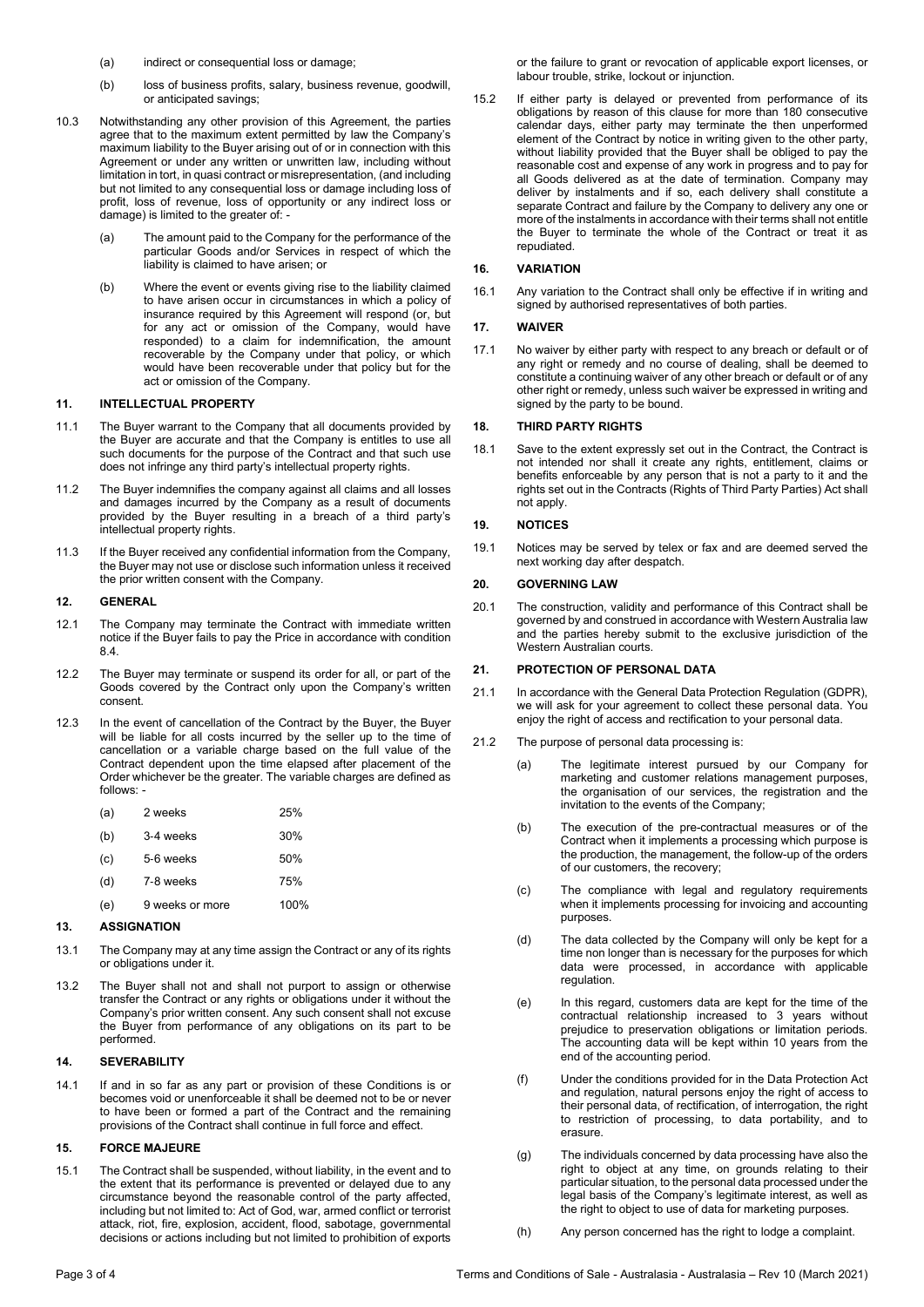(a) indirect or consequential loss or damage;

(b) loss of business profits, salary, business revenue, goodwill, or anticipated savings;

10.3 Notwithstanding any other provision of this Agreement, the parties agree that to the maximum extent permitted by law the Company's maximum liability to the Buyer arising out of or in connection with this Agreement or under any written or unwritten law, including without limitation in tort, in quasi contract or misrepresentation, (and including but not limited to any consequential loss or damage including loss of profit, loss of revenue, loss of opportunity or any indirect loss or damage) is limited to the greater of: -

(a) The amount paid to the Company for the performance of the particular Goods and/or Services in respect of which the liability is claimed to have arisen; or

(b) Where the event or events giving rise to the liability claimed to have arisen occur in circumstances in which a policy of insurance required by this Agreement will respond (or, but for any act or omission of the Company, would have responded) to a claim for indemnification, the amount recoverable by the Company under that policy, or which would have been recoverable under that policy but for the act or omission of the Company.

## 11. INTELLECTUAL PROPERTY

11.1 The Buyer warrant to the Company that all documents provided by the Buyer are accurate and that the Company is entitles to use all such documents for the purpose of the Contract and that such use does not infringe any third party's intellectual property rights.

11.2 The Buyer indemnifies the company against all claims and all losses and damages incurred by the Company as a result of documents provided by the Buyer resulting in a breach of a third party's intellectual property rights.

11.3 If the Buyer received any confidential information from the Company, the Buyer may not use or disclose such information unless it received the prior written consent with the Company.

## 12. GENERAL

12.1 The Company may terminate the Contract with immediate written notice if the Buyer fails to pay the Price in accordance with condition 8.4.

12.2 The Buyer may terminate or suspend its order for all, or part of the Goods covered by the Contract only upon the Company's written consent.

12.3 In the event of cancellation of the Contract by the Buyer, the Buyer will be liable for all costs incurred by the seller up to the time of cancellation or a variable charge based on the full value of the Contract dependent upon the time elapsed after placement of the Order whichever be the greater. The variable charges are defined as follows: -

| | | |
|---|---|---|
| (a) | 2 weeks | 25% |
| (b) | 3-4 weeks | 30% |
| (c) | 5-6 weeks | 50% |
| (d) | 7-8 weeks | 75% |
| (e) | 9 weeks or more | 100% |

## 13. ASSIGNATION

13.1 The Company may at any time assign the Contract or any of its rights or obligations under it.

13.2 The Buyer shall not and shall not purport to assign or otherwise transfer the Contract or any rights or obligations under it without the Company's prior written consent. Any such consent shall not excuse the Buyer from performance of any obligations on its part to be performed.

## 14. SEVERABILITY

14.1 If and in so far as any part or provision of these Conditions is or becomes void or unenforceable it shall be deemed not to be or never to have been or formed a part of the Contract and the remaining provisions of the Contract shall continue in full force and effect.

## 15. FORCE MAJEURE

15.1 The Contract shall be suspended, without liability, in the event and to the extent that its performance is prevented or delayed due to any circumstance beyond the reasonable control of the party affected, including but not limited to: Act of God, war, armed conflict or terrorist attack, riot, fire, explosion, accident, flood, sabotage, governmental decisions or actions including but not limited to prohibition of exports or the failure to grant or revocation of applicable export licenses, or labour trouble, strike, lockout or injunction.

15.2 If either party is delayed or prevented from performance of its obligations by reason of this clause for more than 180 consecutive calendar days, either party may terminate the then unperformed element of the Contract by notice in writing given to the other party, without liability provided that the Buyer shall be obliged to pay the reasonable cost and expense of any work in progress and to pay for all Goods delivered as at the date of termination. Company may deliver by instalments and if so, each delivery shall constitute a separate Contract and failure by the Company to delivery any one or more of the instalments in accordance with their terms shall not entitle the Buyer to terminate the whole of the Contract or treat it as repudiated.

## 16. VARIATION

16.1 Any variation to the Contract shall only be effective if in writing and signed by authorised representatives of both parties.

## 17. WAIVER

17.1 No waiver by either party with respect to any breach or default or of any right or remedy and no course of dealing, shall be deemed to constitute a continuing waiver of any other breach or default or of any other right or remedy, unless such waiver be expressed in writing and signed by the party to be bound.

## 18. THIRD PARTY RIGHTS

18.1 Save to the extent expressly set out in the Contract, the Contract is not intended nor shall it create any rights, entitlement, claims or benefits enforceable by any person that is not a party to it and the rights set out in the Contracts (Rights of Third Party Parties) Act shall not apply.

## 19. NOTICES

19.1 Notices may be served by telex or fax and are deemed served the next working day after despatch.

## 20. GOVERNING LAW

20.1 The construction, validity and performance of this Contract shall be governed by and construed in accordance with Western Australia law and the parties hereby submit to the exclusive jurisdiction of the Western Australian courts.

## 21. PROTECTION OF PERSONAL DATA

21.1 In accordance with the General Data Protection Regulation (GDPR), we will ask for your agreement to collect these personal data. You enjoy the right of access and rectification to your personal data.

21.2 The purpose of personal data processing is:

(a) The legitimate interest pursued by our Company for marketing and customer relations management purposes, the organisation of our services, the registration and the invitation to the events of the Company;

(b) The execution of the pre-contractual measures or of the Contract when it implements a processing which purpose is the production, the management, the follow-up of the orders of our customers, the recovery;

(c) The compliance with legal and regulatory requirements when it implements processing for invoicing and accounting purposes.

(d) The data collected by the Company will only be kept for a time non longer than is necessary for the purposes for which data were processed, in accordance with applicable regulation.

(e) In this regard, customers data are kept for the time of the contractual relationship increased to 3 years without prejudice to preservation obligations or limitation periods. The accounting data will be kept within 10 years from the end of the accounting period.

(f) Under the conditions provided for in the Data Protection Act and regulation, natural persons enjoy the right of access to their personal data, of rectification, of interrogation, the right to restriction of processing, to data portability, and to erasure.

(g) The individuals concerned by data processing have also the right to object at any time, on grounds relating to their particular situation, to the personal data processed under the legal basis of the Company's legitimate interest, as well as the right to object to use of data for marketing purposes.

(h) Any person concerned has the right to lodge a complaint.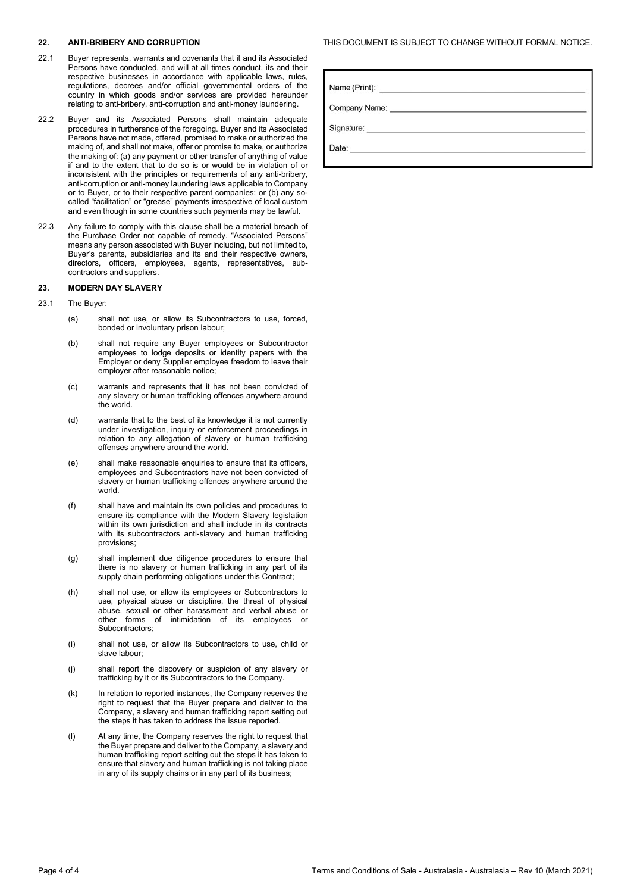## 22. ANTI-BRIBERY AND CORRUPTION

22.1 Buyer represents, warrants and covenants that it and its Associated Persons have conducted, and will at all times conduct, its and their respective businesses in accordance with applicable laws, rules, regulations, decrees and/or official governmental orders of the country in which goods and/or services are provided hereunder relating to anti-bribery, anti-corruption and anti-money laundering.

22.2 Buyer and its Associated Persons shall maintain adequate procedures in furtherance of the foregoing. Buyer and its Associated Persons have not made, offered, promised to make or authorized the making of, and shall not make, offer or promise to make, or authorize the making of: (a) any payment or other transfer of anything of value if and to the extent that to do so is or would be in violation of or inconsistent with the principles or requirements of any anti-bribery, anti-corruption or anti-money laundering laws applicable to Company or to Buyer, or to their respective parent companies; or (b) any so-called "facilitation" or "grease" payments irrespective of local custom and even though in some countries such payments may be lawful.

22.3 Any failure to comply with this clause shall be a material breach of the Purchase Order not capable of remedy. "Associated Persons" means any person associated with Buyer including, but not limited to, Buyer's parents, subsidiaries and its and their respective owners, directors, officers, employees, agents, representatives, subcontractors and suppliers.

## 23. MODERN DAY SLAVERY

23.1 The Buyer:

(a) shall not use, or allow its Subcontractors to use, forced, bonded or involuntary prison labour;

(b) shall not require any Buyer employees or Subcontractor employees to lodge deposits or identity papers with the Employer or deny Supplier employee freedom to leave their employer after reasonable notice;

(c) warrants and represents that it has not been convicted of any slavery or human trafficking offences anywhere around the world.

(d) warrants that to the best of its knowledge it is not currently under investigation, inquiry or enforcement proceedings in relation to any allegation of slavery or human trafficking offenses anywhere around the world.

(e) shall make reasonable enquiries to ensure that its officers, employees and Subcontractors have not been convicted of slavery or human trafficking offences anywhere around the world.

(f) shall have and maintain its own policies and procedures to ensure its compliance with the Modern Slavery legislation within its own jurisdiction and shall include in its contracts with its subcontractors anti-slavery and human trafficking provisions;

(g) shall implement due diligence procedures to ensure that there is no slavery or human trafficking in any part of its supply chain performing obligations under this Contract;

(h) shall not use, or allow its employees or Subcontractors to use, physical abuse or discipline, the threat of physical abuse, sexual or other harassment and verbal abuse or other forms of intimidation of its employees or Subcontractors;

(i) shall not use, or allow its Subcontractors to use, child or slave labour;

(j) shall report the discovery or suspicion of any slavery or trafficking by it or its Subcontractors to the Company.

(k) In relation to reported instances, the Company reserves the right to request that the Buyer prepare and deliver to the Company, a slavery and human trafficking report setting out the steps it has taken to address the issue reported.

(l) At any time, the Company reserves the right to request that the Buyer prepare and deliver to the Company, a slavery and human trafficking report setting out the steps it has taken to ensure that slavery and human trafficking is not taking place in any of its supply chains or in any part of its business;

THIS DOCUMENT IS SUBJECT TO CHANGE WITHOUT FORMAL NOTICE.

Name (Print): ______________________________

Company Name: ______________________________

Signature: ______________________________

Date: ______________________________